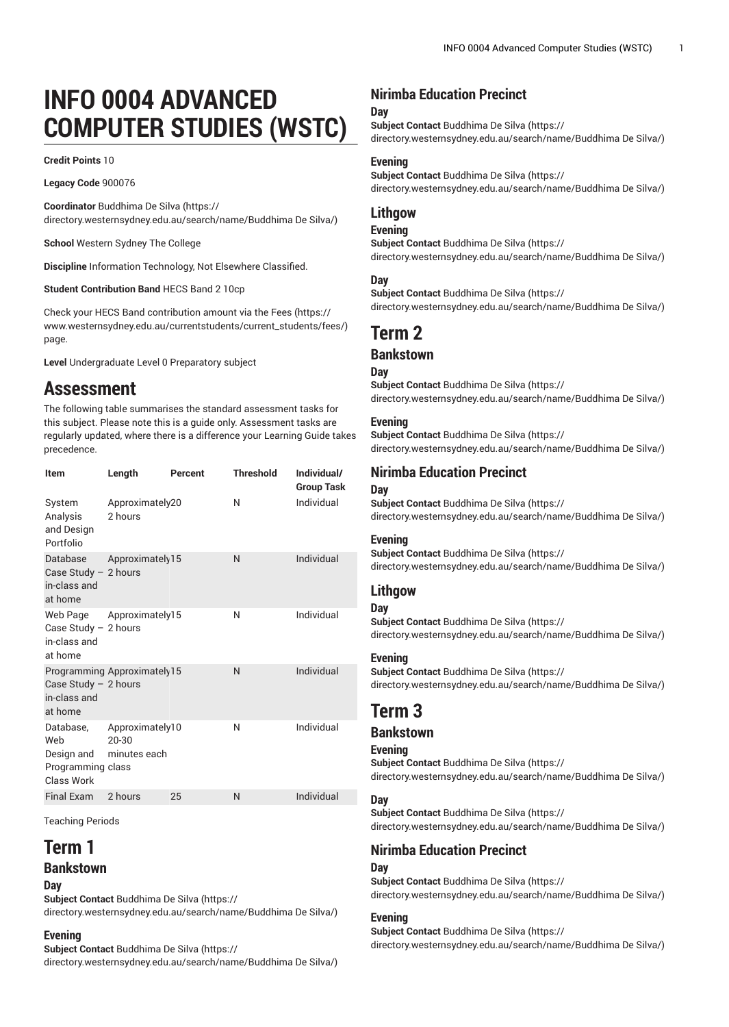# INFO 0004 ADVANCED COMPUTER STUDIES (WSTC)

**Credit Points** 10

**Legacy Code** 900076

**Coordinator** Buddhima De Silva (https://directory.westernsydney.edu.au/search/name/Buddhima De Silva/)

**School** Western Sydney The College

**Discipline** Information Technology, Not Elsewhere Classified.

**Student Contribution Band** HECS Band 2 10cp

Check your HECS Band contribution amount via the Fees (https://www.westernsydney.edu.au/currentstudents/current_students/fees/) page.

**Level** Undergraduate Level 0 Preparatory subject

## Assessment

The following table summarises the standard assessment tasks for this subject. Please note this is a guide only. Assessment tasks are regularly updated, where there is a difference your Learning Guide takes precedence.

| Item | Length | Percent | Threshold | Individual/ Group Task |
|---|---|---|---|---|
| System Analysis and Design Portfolio | Approximately 2 hours | 20 | N | Individual |
| Database Case Study – in-class and at home | Approximately 2 hours | 15 | N | Individual |
| Web Page Case Study – in-class and at home | Approximately 2 hours | 15 | N | Individual |
| Programming Case Study – in-class and at home | Approximately 2 hours | 15 | N | Individual |
| Database, Web Design and Programming Class Work | Approximately 20-30 minutes each class | 10 | N | Individual |
| Final Exam | 2 hours | 25 | N | Individual |

Teaching Periods

## Term 1

### Bankstown

#### Day

**Subject Contact** Buddhima De Silva (https://directory.westernsydney.edu.au/search/name/Buddhima De Silva/)

#### Evening

**Subject Contact** Buddhima De Silva (https://directory.westernsydney.edu.au/search/name/Buddhima De Silva/)

### Nirimba Education Precinct

#### Day

**Subject Contact** Buddhima De Silva (https://directory.westernsydney.edu.au/search/name/Buddhima De Silva/)

#### Evening

**Subject Contact** Buddhima De Silva (https://directory.westernsydney.edu.au/search/name/Buddhima De Silva/)

### Lithgow

#### Evening

**Subject Contact** Buddhima De Silva (https://directory.westernsydney.edu.au/search/name/Buddhima De Silva/)

#### Day

**Subject Contact** Buddhima De Silva (https://directory.westernsydney.edu.au/search/name/Buddhima De Silva/)

## Term 2

### Bankstown

#### Day

**Subject Contact** Buddhima De Silva (https://directory.westernsydney.edu.au/search/name/Buddhima De Silva/)

#### Evening

**Subject Contact** Buddhima De Silva (https://directory.westernsydney.edu.au/search/name/Buddhima De Silva/)

### Nirimba Education Precinct

#### Day

**Subject Contact** Buddhima De Silva (https://directory.westernsydney.edu.au/search/name/Buddhima De Silva/)

#### Evening

**Subject Contact** Buddhima De Silva (https://directory.westernsydney.edu.au/search/name/Buddhima De Silva/)

### Lithgow

#### Day

**Subject Contact** Buddhima De Silva (https://directory.westernsydney.edu.au/search/name/Buddhima De Silva/)

#### Evening

**Subject Contact** Buddhima De Silva (https://directory.westernsydney.edu.au/search/name/Buddhima De Silva/)

## Term 3

### Bankstown

#### Evening

**Subject Contact** Buddhima De Silva (https://directory.westernsydney.edu.au/search/name/Buddhima De Silva/)

#### Day

**Subject Contact** Buddhima De Silva (https://directory.westernsydney.edu.au/search/name/Buddhima De Silva/)

### Nirimba Education Precinct

#### Day

**Subject Contact** Buddhima De Silva (https://directory.westernsydney.edu.au/search/name/Buddhima De Silva/)

#### Evening

**Subject Contact** Buddhima De Silva (https://directory.westernsydney.edu.au/search/name/Buddhima De Silva/)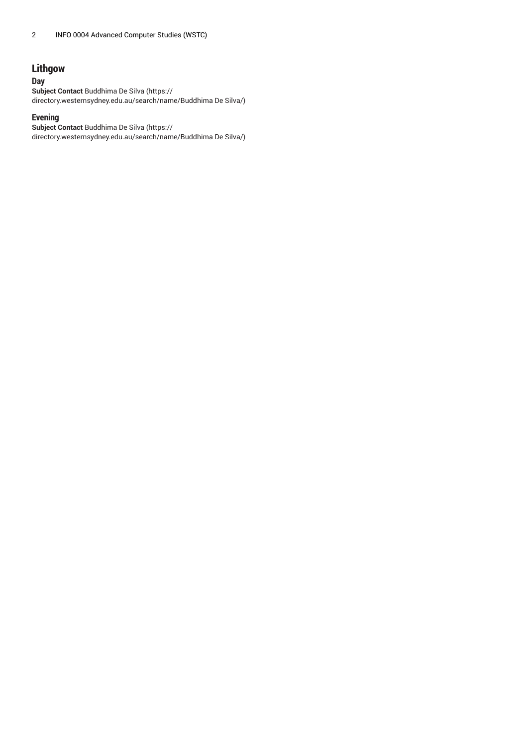## Lithgow

### Day

**Subject Contact** Buddhima De Silva (https://directory.westernsydney.edu.au/search/name/Buddhima De Silva/)

### Evening

**Subject Contact** Buddhima De Silva (https://directory.westernsydney.edu.au/search/name/Buddhima De Silva/)